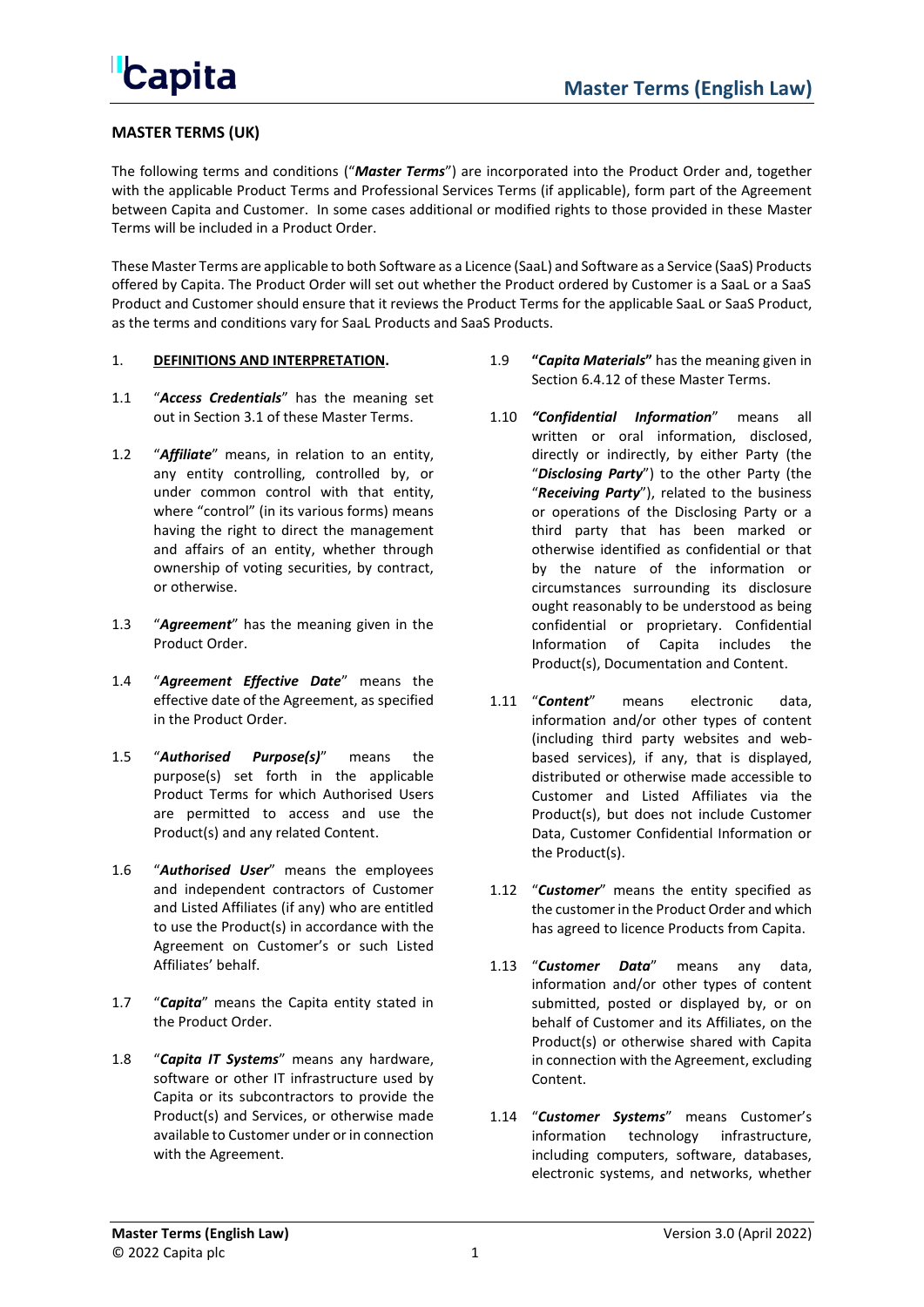# MASTER TERMS (UK)

The following terms and conditions ("***Master Terms***") are incorporated into the Product Order and, together with the applicable Product Terms and Professional Services Terms (if applicable), form part of the Agreement between Capita and Customer. In some cases additional or modified rights to those provided in these Master Terms will be included in a Product Order.

These Master Terms are applicable to both Software as a Licence (SaaL) and Software as a Service (SaaS) Products offered by Capita. The Product Order will set out whether the Product ordered by Customer is a SaaL or a SaaS Product and Customer should ensure that it reviews the Product Terms for the applicable SaaL or SaaS Product, as the terms and conditions vary for SaaL Products and SaaS Products.

1. **DEFINITIONS AND INTERPRETATION.**

1.1 "***Access Credentials***" has the meaning set out in Section 3.1 of these Master Terms.

1.2 "***Affiliate***" means, in relation to an entity, any entity controlling, controlled by, or under common control with that entity, where "control" (in its various forms) means having the right to direct the management and affairs of an entity, whether through ownership of voting securities, by contract, or otherwise.

1.3 "***Agreement***" has the meaning given in the Product Order.

1.4 "***Agreement Effective Date***" means the effective date of the Agreement, as specified in the Product Order.

1.5 "***Authorised Purpose(s)***" means the purpose(s) set forth in the applicable Product Terms for which Authorised Users are permitted to access and use the Product(s) and any related Content.

1.6 "***Authorised User***" means the employees and independent contractors of Customer and Listed Affiliates (if any) who are entitled to use the Product(s) in accordance with the Agreement on Customer's or such Listed Affiliates' behalf.

1.7 "***Capita***" means the Capita entity stated in the Product Order.

1.8 "***Capita IT Systems***" means any hardware, software or other IT infrastructure used by Capita or its subcontractors to provide the Product(s) and Services, or otherwise made available to Customer under or in connection with the Agreement.

1.9 **"*Capita Materials*"** has the meaning given in Section 6.4.12 of these Master Terms.

1.10 ***"Confidential Information"*** means all written or oral information, disclosed, directly or indirectly, by either Party (the "***Disclosing Party***") to the other Party (the "***Receiving Party***"), related to the business or operations of the Disclosing Party or a third party that has been marked or otherwise identified as confidential or that by the nature of the information or circumstances surrounding its disclosure ought reasonably to be understood as being confidential or proprietary. Confidential Information of Capita includes the Product(s), Documentation and Content.

1.11 "***Content***" means electronic data, information and/or other types of content (including third party websites and web-based services), if any, that is displayed, distributed or otherwise made accessible to Customer and Listed Affiliates via the Product(s), but does not include Customer Data, Customer Confidential Information or the Product(s).

1.12 "***Customer***" means the entity specified as the customer in the Product Order and which has agreed to licence Products from Capita.

1.13 "***Customer Data***" means any data, information and/or other types of content submitted, posted or displayed by, or on behalf of Customer and its Affiliates, on the Product(s) or otherwise shared with Capita in connection with the Agreement, excluding Content.

1.14 "***Customer Systems***" means Customer's information technology infrastructure, including computers, software, databases, electronic systems, and networks, whether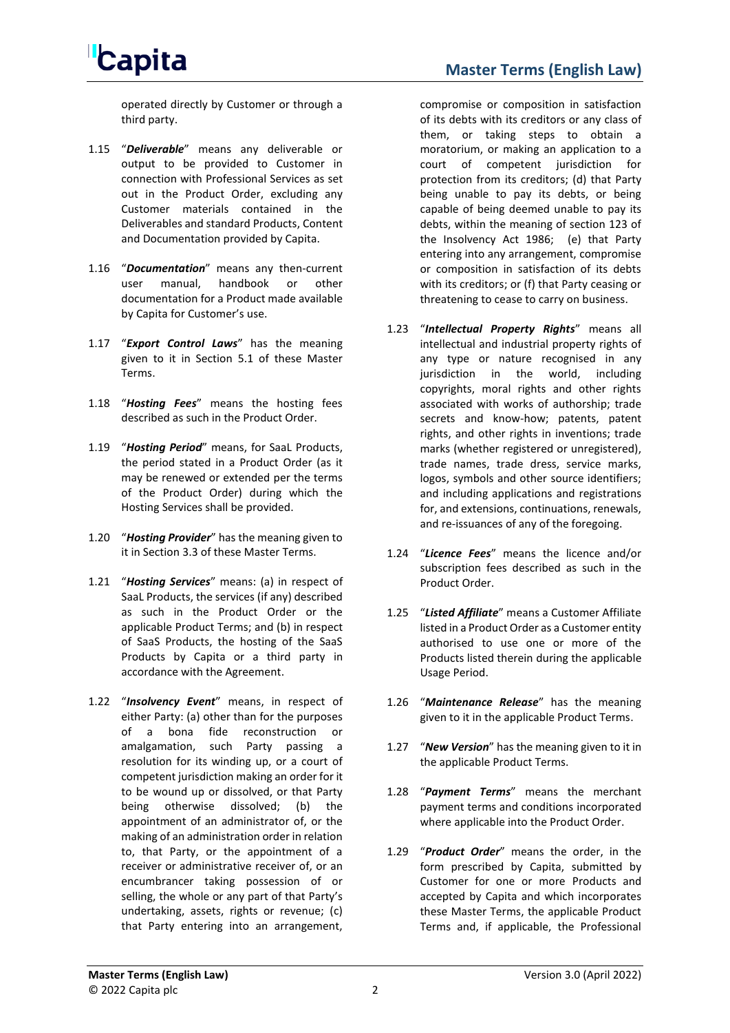operated directly by Customer or through a third party.

1.15 "***Deliverable***" means any deliverable or output to be provided to Customer in connection with Professional Services as set out in the Product Order, excluding any Customer materials contained in the Deliverables and standard Products, Content and Documentation provided by Capita.

1.16 "***Documentation***" means any then-current user manual, handbook or other documentation for a Product made available by Capita for Customer's use.

1.17 "***Export Control Laws***" has the meaning given to it in Section 5.1 of these Master Terms.

1.18 "***Hosting Fees***" means the hosting fees described as such in the Product Order.

1.19 "***Hosting Period***" means, for SaaL Products, the period stated in a Product Order (as it may be renewed or extended per the terms of the Product Order) during which the Hosting Services shall be provided.

1.20 "***Hosting Provider***" has the meaning given to it in Section 3.3 of these Master Terms.

1.21 "***Hosting Services***" means: (a) in respect of SaaL Products, the services (if any) described as such in the Product Order or the applicable Product Terms; and (b) in respect of SaaS Products, the hosting of the SaaS Products by Capita or a third party in accordance with the Agreement.

1.22 "***Insolvency Event***" means, in respect of either Party: (a) other than for the purposes of a bona fide reconstruction or amalgamation, such Party passing a resolution for its winding up, or a court of competent jurisdiction making an order for it to be wound up or dissolved, or that Party being otherwise dissolved; (b) the appointment of an administrator of, or the making of an administration order in relation to, that Party, or the appointment of a receiver or administrative receiver of, or an encumbrancer taking possession of or selling, the whole or any part of that Party's undertaking, assets, rights or revenue; (c) that Party entering into an arrangement, compromise or composition in satisfaction of its debts with its creditors or any class of them, or taking steps to obtain a moratorium, or making an application to a court of competent jurisdiction for protection from its creditors; (d) that Party being unable to pay its debts, or being capable of being deemed unable to pay its debts, within the meaning of section 123 of the Insolvency Act 1986; (e) that Party entering into any arrangement, compromise or composition in satisfaction of its debts with its creditors; or (f) that Party ceasing or threatening to cease to carry on business.

1.23 "***Intellectual Property Rights***" means all intellectual and industrial property rights of any type or nature recognised in any jurisdiction in the world, including copyrights, moral rights and other rights associated with works of authorship; trade secrets and know-how; patents, patent rights, and other rights in inventions; trade marks (whether registered or unregistered), trade names, trade dress, service marks, logos, symbols and other source identifiers; and including applications and registrations for, and extensions, continuations, renewals, and re-issuances of any of the foregoing.

1.24 "***Licence Fees***" means the licence and/or subscription fees described as such in the Product Order.

1.25 "***Listed Affiliate***" means a Customer Affiliate listed in a Product Order as a Customer entity authorised to use one or more of the Products listed therein during the applicable Usage Period.

1.26 "***Maintenance Release***" has the meaning given to it in the applicable Product Terms.

1.27 "***New Version***" has the meaning given to it in the applicable Product Terms.

1.28 "***Payment Terms***" means the merchant payment terms and conditions incorporated where applicable into the Product Order.

1.29 "***Product Order***" means the order, in the form prescribed by Capita, submitted by Customer for one or more Products and accepted by Capita and which incorporates these Master Terms, the applicable Product Terms and, if applicable, the Professional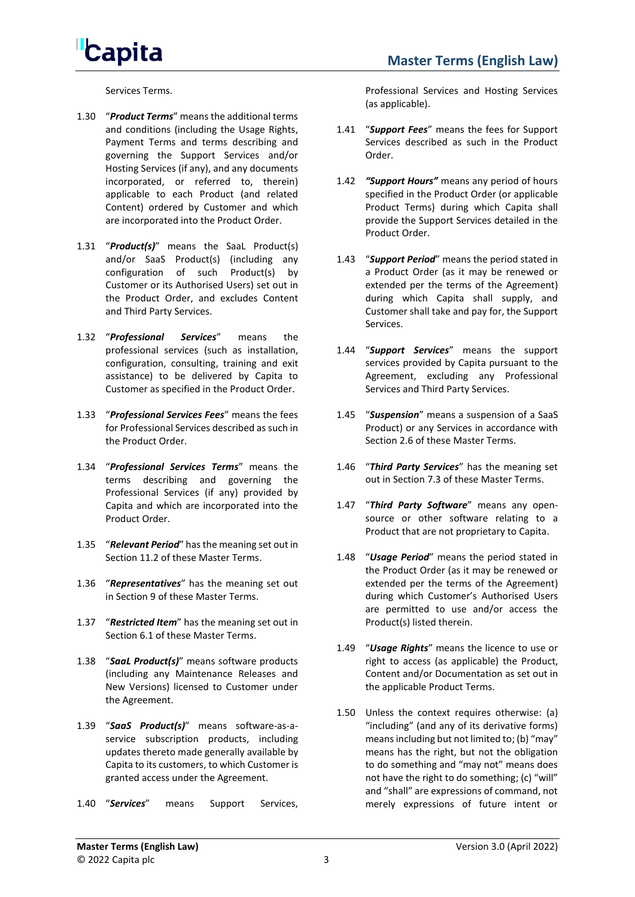Services Terms.

1.30 "***Product Terms***" means the additional terms and conditions (including the Usage Rights, Payment Terms and terms describing and governing the Support Services and/or Hosting Services (if any), and any documents incorporated, or referred to, therein) applicable to each Product (and related Content) ordered by Customer and which are incorporated into the Product Order.

1.31 "***Product(s)***" means the SaaL Product(s) and/or SaaS Product(s) (including any configuration of such Product(s) by Customer or its Authorised Users) set out in the Product Order, and excludes Content and Third Party Services.

1.32 "***Professional Services***" means the professional services (such as installation, configuration, consulting, training and exit assistance) to be delivered by Capita to Customer as specified in the Product Order.

1.33 "***Professional Services Fees***" means the fees for Professional Services described as such in the Product Order.

1.34 "***Professional Services Terms***" means the terms describing and governing the Professional Services (if any) provided by Capita and which are incorporated into the Product Order.

1.35 "***Relevant Period***" has the meaning set out in Section 11.2 of these Master Terms.

1.36 "***Representatives***" has the meaning set out in Section 9 of these Master Terms.

1.37 "***Restricted Item***" has the meaning set out in Section 6.1 of these Master Terms.

1.38 "***SaaL Product(s)***" means software products (including any Maintenance Releases and New Versions) licensed to Customer under the Agreement.

1.39 "***SaaS Product(s)***" means software-as-a-service subscription products, including updates thereto made generally available by Capita to its customers, to which Customer is granted access under the Agreement.

1.40 "***Services***" means Support Services, Professional Services and Hosting Services (as applicable).

1.41 "***Support Fees***" means the fees for Support Services described as such in the Product Order.

1.42 ***"Support Hours"*** means any period of hours specified in the Product Order (or applicable Product Terms) during which Capita shall provide the Support Services detailed in the Product Order.

1.43 "***Support Period***" means the period stated in a Product Order (as it may be renewed or extended per the terms of the Agreement) during which Capita shall supply, and Customer shall take and pay for, the Support Services.

1.44 "***Support Services***" means the support services provided by Capita pursuant to the Agreement, excluding any Professional Services and Third Party Services.

1.45 "***Suspension***" means a suspension of a SaaS Product) or any Services in accordance with Section 2.6 of these Master Terms.

1.46 "***Third Party Services***" has the meaning set out in Section 7.3 of these Master Terms.

1.47 "***Third Party Software***" means any open-source or other software relating to a Product that are not proprietary to Capita.

1.48 "***Usage Period***" means the period stated in the Product Order (as it may be renewed or extended per the terms of the Agreement) during which Customer's Authorised Users are permitted to use and/or access the Product(s) listed therein.

1.49 "***Usage Rights***" means the licence to use or right to access (as applicable) the Product, Content and/or Documentation as set out in the applicable Product Terms.

1.50 Unless the context requires otherwise: (a) "including" (and any of its derivative forms) means including but not limited to; (b) "may" means has the right, but not the obligation to do something and "may not" means does not have the right to do something; (c) "will" and "shall" are expressions of command, not merely expressions of future intent or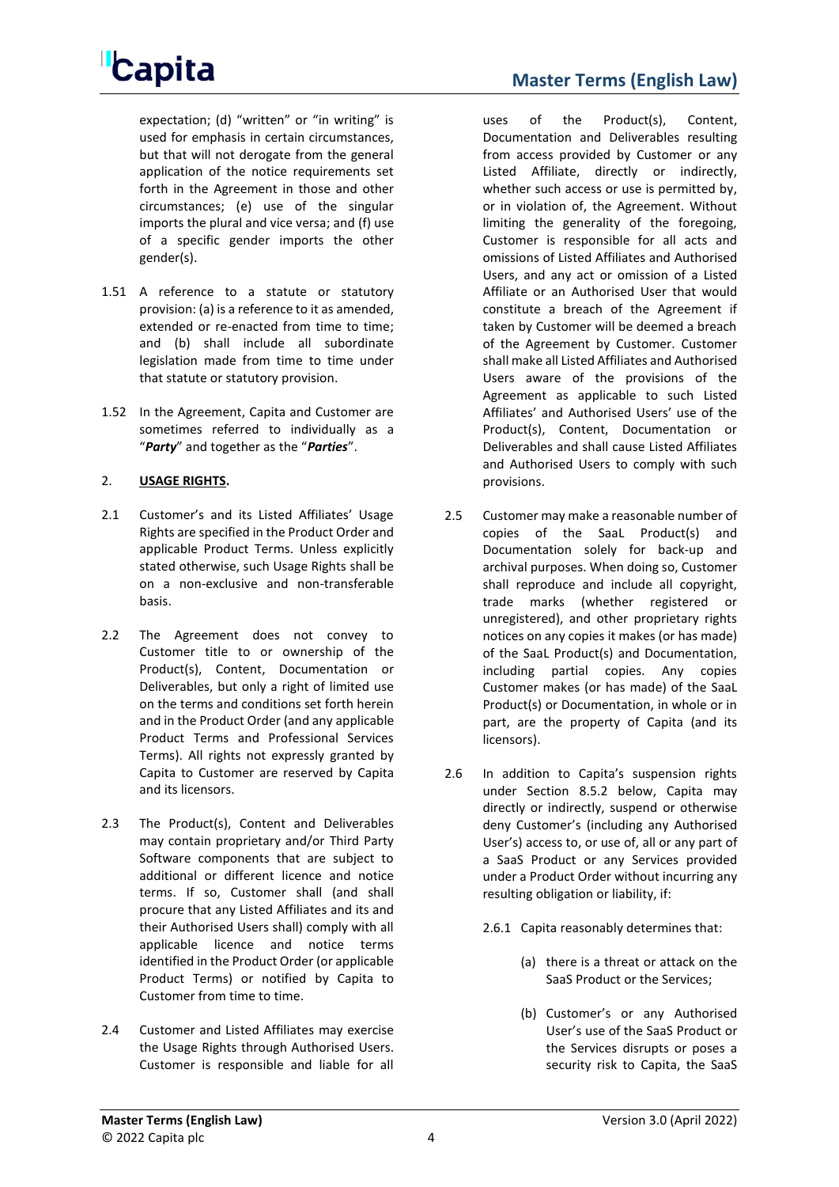expectation; (d) "written" or "in writing" is used for emphasis in certain circumstances, but that will not derogate from the general application of the notice requirements set forth in the Agreement in those and other circumstances; (e) use of the singular imports the plural and vice versa; and (f) use of a specific gender imports the other gender(s).

1.51 A reference to a statute or statutory provision: (a) is a reference to it as amended, extended or re-enacted from time to time; and (b) shall include all subordinate legislation made from time to time under that statute or statutory provision.

1.52 In the Agreement, Capita and Customer are sometimes referred to individually as a "***Party***" and together as the "***Parties***".

## 2. **USAGE RIGHTS.**

2.1 Customer's and its Listed Affiliates' Usage Rights are specified in the Product Order and applicable Product Terms. Unless explicitly stated otherwise, such Usage Rights shall be on a non-exclusive and non-transferable basis.

2.2 The Agreement does not convey to Customer title to or ownership of the Product(s), Content, Documentation or Deliverables, but only a right of limited use on the terms and conditions set forth herein and in the Product Order (and any applicable Product Terms and Professional Services Terms). All rights not expressly granted by Capita to Customer are reserved by Capita and its licensors.

2.3 The Product(s), Content and Deliverables may contain proprietary and/or Third Party Software components that are subject to additional or different licence and notice terms. If so, Customer shall (and shall procure that any Listed Affiliates and its and their Authorised Users shall) comply with all applicable licence and notice terms identified in the Product Order (or applicable Product Terms) or notified by Capita to Customer from time to time.

2.4 Customer and Listed Affiliates may exercise the Usage Rights through Authorised Users. Customer is responsible and liable for all uses of the Product(s), Content, Documentation and Deliverables resulting from access provided by Customer or any Listed Affiliate, directly or indirectly, whether such access or use is permitted by, or in violation of, the Agreement. Without limiting the generality of the foregoing, Customer is responsible for all acts and omissions of Listed Affiliates and Authorised Users, and any act or omission of a Listed Affiliate or an Authorised User that would constitute a breach of the Agreement if taken by Customer will be deemed a breach of the Agreement by Customer. Customer shall make all Listed Affiliates and Authorised Users aware of the provisions of the Agreement as applicable to such Listed Affiliates' and Authorised Users' use of the Product(s), Content, Documentation or Deliverables and shall cause Listed Affiliates and Authorised Users to comply with such provisions.

2.5 Customer may make a reasonable number of copies of the SaaL Product(s) and Documentation solely for back-up and archival purposes. When doing so, Customer shall reproduce and include all copyright, trade marks (whether registered or unregistered), and other proprietary rights notices on any copies it makes (or has made) of the SaaL Product(s) and Documentation, including partial copies. Any copies Customer makes (or has made) of the SaaL Product(s) or Documentation, in whole or in part, are the property of Capita (and its licensors).

2.6 In addition to Capita's suspension rights under Section 8.5.2 below, Capita may directly or indirectly, suspend or otherwise deny Customer's (including any Authorised User's) access to, or use of, all or any part of a SaaS Product or any Services provided under a Product Order without incurring any resulting obligation or liability, if:

2.6.1 Capita reasonably determines that:

(a) there is a threat or attack on the SaaS Product or the Services;

(b) Customer's or any Authorised User's use of the SaaS Product or the Services disrupts or poses a security risk to Capita, the SaaS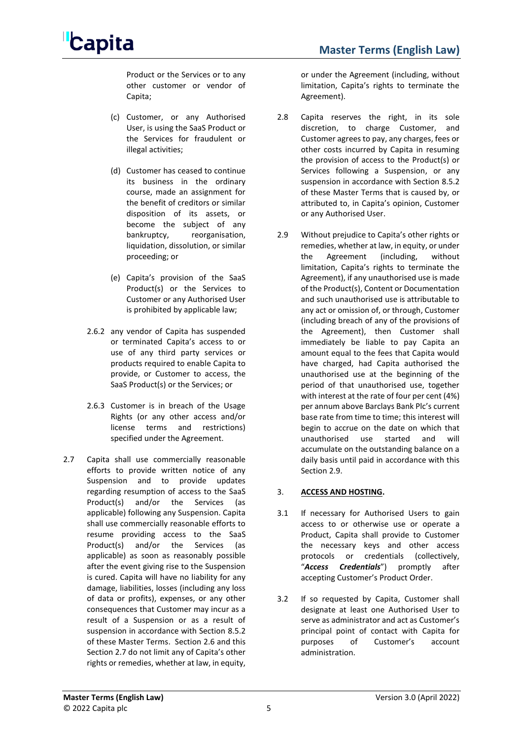Product or the Services or to any other customer or vendor of Capita;

(c) Customer, or any Authorised User, is using the SaaS Product or the Services for fraudulent or illegal activities;

(d) Customer has ceased to continue its business in the ordinary course, made an assignment for the benefit of creditors or similar disposition of its assets, or become the subject of any bankruptcy, reorganisation, liquidation, dissolution, or similar proceeding; or

(e) Capita's provision of the SaaS Product(s) or the Services to Customer or any Authorised User is prohibited by applicable law;

2.6.2 any vendor of Capita has suspended or terminated Capita's access to or use of any third party services or products required to enable Capita to provide, or Customer to access, the SaaS Product(s) or the Services; or

2.6.3 Customer is in breach of the Usage Rights (or any other access and/or license terms and restrictions) specified under the Agreement.

2.7 Capita shall use commercially reasonable efforts to provide written notice of any Suspension and to provide updates regarding resumption of access to the SaaS Product(s) and/or the Services (as applicable) following any Suspension. Capita shall use commercially reasonable efforts to resume providing access to the SaaS Product(s) and/or the Services (as applicable) as soon as reasonably possible after the event giving rise to the Suspension is cured. Capita will have no liability for any damage, liabilities, losses (including any loss of data or profits), expenses, or any other consequences that Customer may incur as a result of a Suspension or as a result of suspension in accordance with Section 8.5.2 of these Master Terms. Section 2.6 and this Section 2.7 do not limit any of Capita's other rights or remedies, whether at law, in equity, or under the Agreement (including, without limitation, Capita's rights to terminate the Agreement).

2.8 Capita reserves the right, in its sole discretion, to charge Customer, and Customer agrees to pay, any charges, fees or other costs incurred by Capita in resuming the provision of access to the Product(s) or Services following a Suspension, or any suspension in accordance with Section 8.5.2 of these Master Terms that is caused by, or attributed to, in Capita's opinion, Customer or any Authorised User.

2.9 Without prejudice to Capita's other rights or remedies, whether at law, in equity, or under the Agreement (including, without limitation, Capita's rights to terminate the Agreement), if any unauthorised use is made of the Product(s), Content or Documentation and such unauthorised use is attributable to any act or omission of, or through, Customer (including breach of any of the provisions of the Agreement), then Customer shall immediately be liable to pay Capita an amount equal to the fees that Capita would have charged, had Capita authorised the unauthorised use at the beginning of the period of that unauthorised use, together with interest at the rate of four per cent (4%) per annum above Barclays Bank Plc's current base rate from time to time; this interest will begin to accrue on the date on which that unauthorised use started and will accumulate on the outstanding balance on a daily basis until paid in accordance with this Section 2.9.

3. **ACCESS AND HOSTING.**

3.1 If necessary for Authorised Users to gain access to or otherwise use or operate a Product, Capita shall provide to Customer the necessary keys and other access protocols or credentials (collectively, "***Access Credentials***") promptly after accepting Customer's Product Order.

3.2 If so requested by Capita, Customer shall designate at least one Authorised User to serve as administrator and act as Customer's principal point of contact with Capita for purposes of Customer's account administration.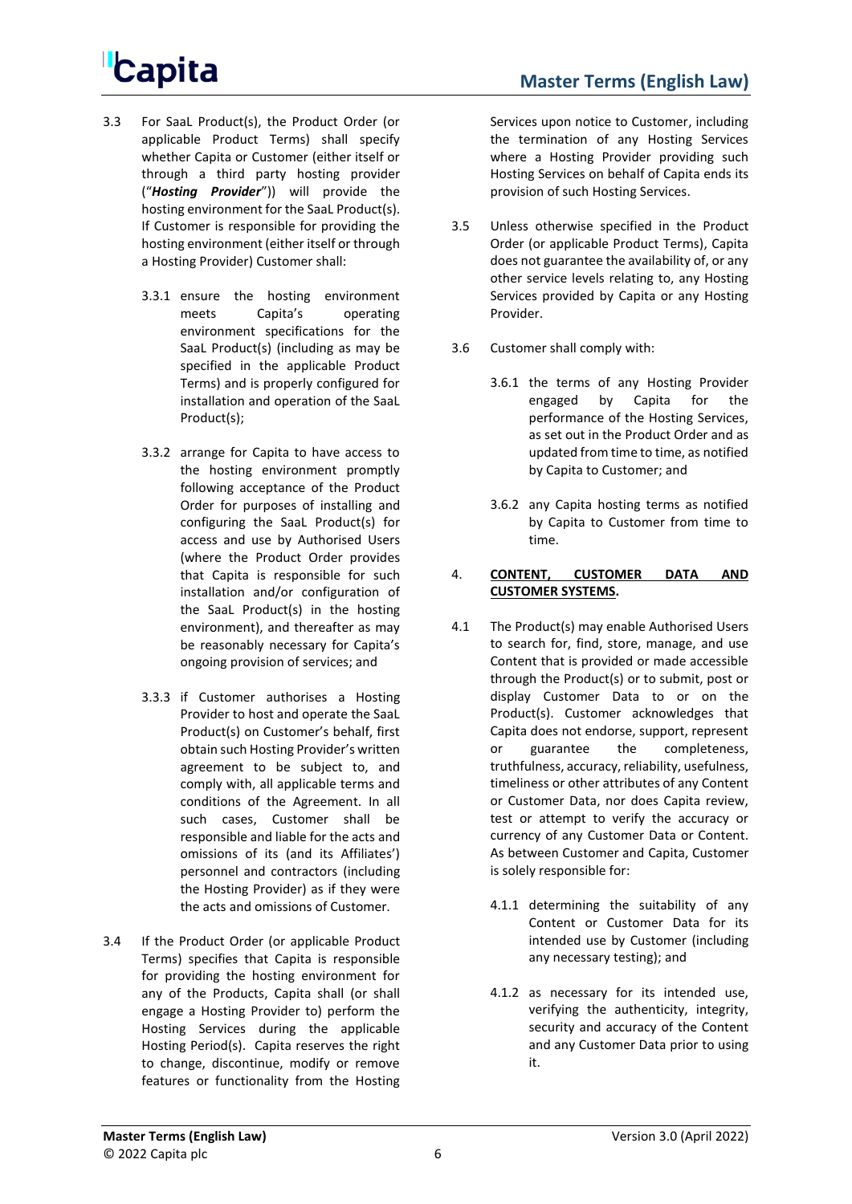3.3 For SaaL Product(s), the Product Order (or applicable Product Terms) shall specify whether Capita or Customer (either itself or through a third party hosting provider ("***Hosting Provider***")) will provide the hosting environment for the SaaL Product(s). If Customer is responsible for providing the hosting environment (either itself or through a Hosting Provider) Customer shall:

3.3.1 ensure the hosting environment meets Capita's operating environment specifications for the SaaL Product(s) (including as may be specified in the applicable Product Terms) and is properly configured for installation and operation of the SaaL Product(s);

3.3.2 arrange for Capita to have access to the hosting environment promptly following acceptance of the Product Order for purposes of installing and configuring the SaaL Product(s) for access and use by Authorised Users (where the Product Order provides that Capita is responsible for such installation and/or configuration of the SaaL Product(s) in the hosting environment), and thereafter as may be reasonably necessary for Capita's ongoing provision of services; and

3.3.3 if Customer authorises a Hosting Provider to host and operate the SaaL Product(s) on Customer's behalf, first obtain such Hosting Provider's written agreement to be subject to, and comply with, all applicable terms and conditions of the Agreement. In all such cases, Customer shall be responsible and liable for the acts and omissions of its (and its Affiliates') personnel and contractors (including the Hosting Provider) as if they were the acts and omissions of Customer.

3.4 If the Product Order (or applicable Product Terms) specifies that Capita is responsible for providing the hosting environment for any of the Products, Capita shall (or shall engage a Hosting Provider to) perform the Hosting Services during the applicable Hosting Period(s). Capita reserves the right to change, discontinue, modify or remove features or functionality from the Hosting Services upon notice to Customer, including the termination of any Hosting Services where a Hosting Provider providing such Hosting Services on behalf of Capita ends its provision of such Hosting Services.

3.5 Unless otherwise specified in the Product Order (or applicable Product Terms), Capita does not guarantee the availability of, or any other service levels relating to, any Hosting Services provided by Capita or any Hosting Provider.

3.6 Customer shall comply with:

3.6.1 the terms of any Hosting Provider engaged by Capita for the performance of the Hosting Services, as set out in the Product Order and as updated from time to time, as notified by Capita to Customer; and

3.6.2 any Capita hosting terms as notified by Capita to Customer from time to time.

## 4. <u>CONTENT, CUSTOMER DATA AND CUSTOMER SYSTEMS</u>.

4.1 The Product(s) may enable Authorised Users to search for, find, store, manage, and use Content that is provided or made accessible through the Product(s) or to submit, post or display Customer Data to or on the Product(s). Customer acknowledges that Capita does not endorse, support, represent or guarantee the completeness, truthfulness, accuracy, reliability, usefulness, timeliness or other attributes of any Content or Customer Data, nor does Capita review, test or attempt to verify the accuracy or currency of any Customer Data or Content. As between Customer and Capita, Customer is solely responsible for:

4.1.1 determining the suitability of any Content or Customer Data for its intended use by Customer (including any necessary testing); and

4.1.2 as necessary for its intended use, verifying the authenticity, integrity, security and accuracy of the Content and any Customer Data prior to using it.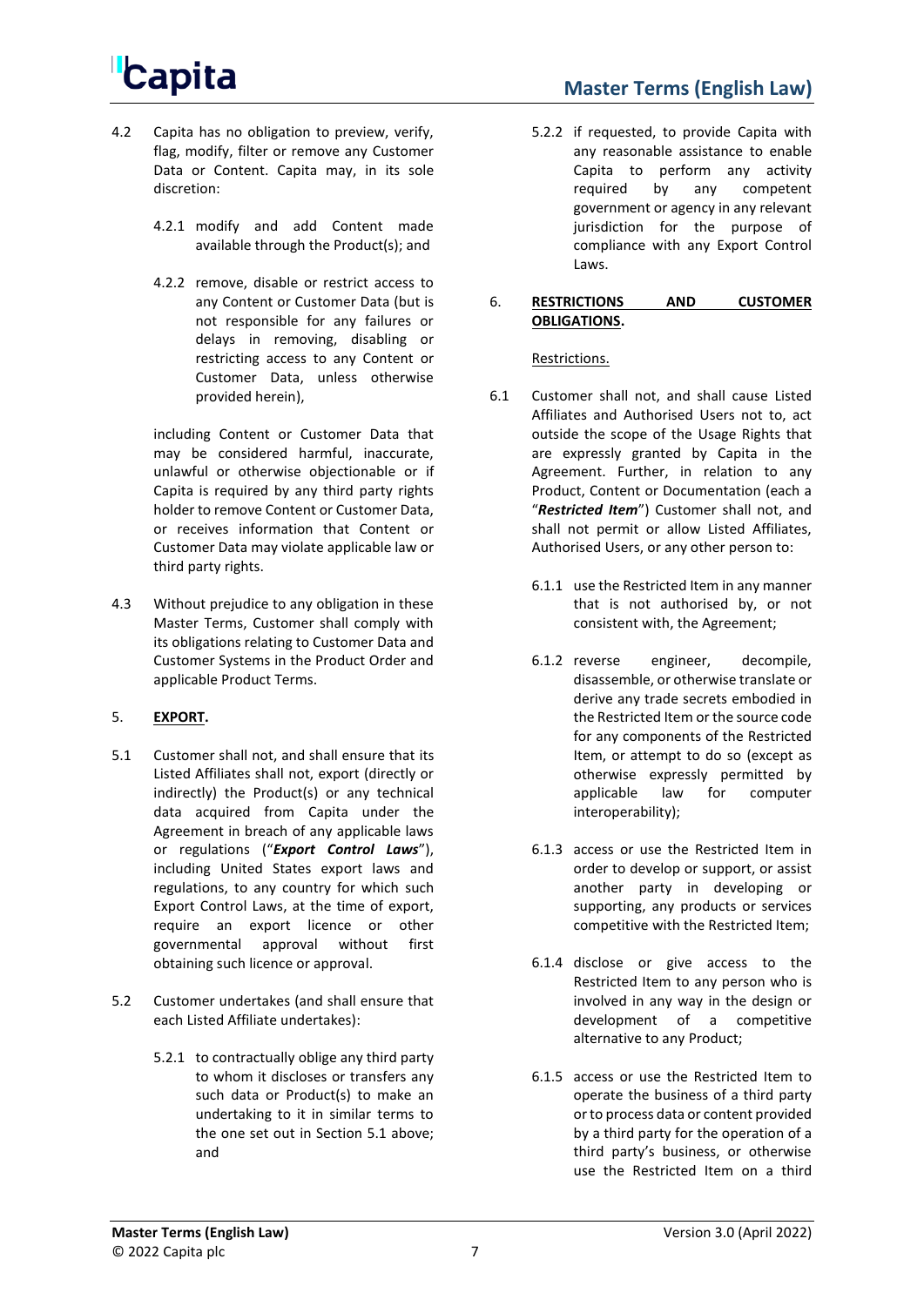4.2 Capita has no obligation to preview, verify, flag, modify, filter or remove any Customer Data or Content. Capita may, in its sole discretion:

4.2.1 modify and add Content made available through the Product(s); and

4.2.2 remove, disable or restrict access to any Content or Customer Data (but is not responsible for any failures or delays in removing, disabling or restricting access to any Content or Customer Data, unless otherwise provided herein),

including Content or Customer Data that may be considered harmful, inaccurate, unlawful or otherwise objectionable or if Capita is required by any third party rights holder to remove Content or Customer Data, or receives information that Content or Customer Data may violate applicable law or third party rights.

4.3 Without prejudice to any obligation in these Master Terms, Customer shall comply with its obligations relating to Customer Data and Customer Systems in the Product Order and applicable Product Terms.

5. **EXPORT.**

5.1 Customer shall not, and shall ensure that its Listed Affiliates shall not, export (directly or indirectly) the Product(s) or any technical data acquired from Capita under the Agreement in breach of any applicable laws or regulations ("***Export Control Laws***"), including United States export laws and regulations, to any country for which such Export Control Laws, at the time of export, require an export licence or other governmental approval without first obtaining such licence or approval.

5.2 Customer undertakes (and shall ensure that each Listed Affiliate undertakes):

5.2.1 to contractually oblige any third party to whom it discloses or transfers any such data or Product(s) to make an undertaking to it in similar terms to the one set out in Section 5.1 above; and

5.2.2 if requested, to provide Capita with any reasonable assistance to enable Capita to perform any activity required by any competent government or agency in any relevant jurisdiction for the purpose of compliance with any Export Control Laws.

6. **RESTRICTIONS AND CUSTOMER OBLIGATIONS.**

Restrictions.

6.1 Customer shall not, and shall cause Listed Affiliates and Authorised Users not to, act outside the scope of the Usage Rights that are expressly granted by Capita in the Agreement. Further, in relation to any Product, Content or Documentation (each a "***Restricted Item***") Customer shall not, and shall not permit or allow Listed Affiliates, Authorised Users, or any other person to:

6.1.1 use the Restricted Item in any manner that is not authorised by, or not consistent with, the Agreement;

6.1.2 reverse engineer, decompile, disassemble, or otherwise translate or derive any trade secrets embodied in the Restricted Item or the source code for any components of the Restricted Item, or attempt to do so (except as otherwise expressly permitted by applicable law for computer interoperability);

6.1.3 access or use the Restricted Item in order to develop or support, or assist another party in developing or supporting, any products or services competitive with the Restricted Item;

6.1.4 disclose or give access to the Restricted Item to any person who is involved in any way in the design or development of a competitive alternative to any Product;

6.1.5 access or use the Restricted Item to operate the business of a third party or to process data or content provided by a third party for the operation of a third party's business, or otherwise use the Restricted Item on a third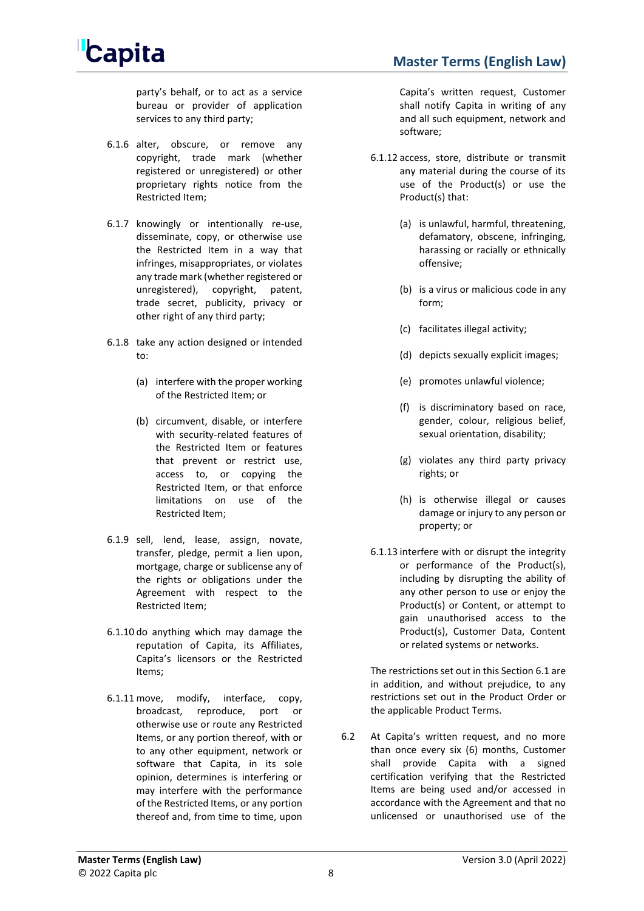party's behalf, or to act as a service bureau or provider of application services to any third party;

6.1.6 alter, obscure, or remove any copyright, trade mark (whether registered or unregistered) or other proprietary rights notice from the Restricted Item;

6.1.7 knowingly or intentionally re-use, disseminate, copy, or otherwise use the Restricted Item in a way that infringes, misappropriates, or violates any trade mark (whether registered or unregistered), copyright, patent, trade secret, publicity, privacy or other right of any third party;

6.1.8 take any action designed or intended to:

- (a) interfere with the proper working of the Restricted Item; or
- (b) circumvent, disable, or interfere with security-related features of the Restricted Item or features that prevent or restrict use, access to, or copying the Restricted Item, or that enforce limitations on use of the Restricted Item;

6.1.9 sell, lend, lease, assign, novate, transfer, pledge, permit a lien upon, mortgage, charge or sublicense any of the rights or obligations under the Agreement with respect to the Restricted Item;

6.1.10 do anything which may damage the reputation of Capita, its Affiliates, Capita's licensors or the Restricted Items;

6.1.11 move, modify, interface, copy, broadcast, reproduce, port or otherwise use or route any Restricted Items, or any portion thereof, with or to any other equipment, network or software that Capita, in its sole opinion, determines is interfering or may interfere with the performance of the Restricted Items, or any portion thereof and, from time to time, upon Capita's written request, Customer shall notify Capita in writing of any and all such equipment, network and software;

6.1.12 access, store, distribute or transmit any material during the course of its use of the Product(s) or use the Product(s) that:

- (a) is unlawful, harmful, threatening, defamatory, obscene, infringing, harassing or racially or ethnically offensive;
- (b) is a virus or malicious code in any form;
- (c) facilitates illegal activity;
- (d) depicts sexually explicit images;
- (e) promotes unlawful violence;
- (f) is discriminatory based on race, gender, colour, religious belief, sexual orientation, disability;
- (g) violates any third party privacy rights; or
- (h) is otherwise illegal or causes damage or injury to any person or property; or

6.1.13 interfere with or disrupt the integrity or performance of the Product(s), including by disrupting the ability of any other person to use or enjoy the Product(s) or Content, or attempt to gain unauthorised access to the Product(s), Customer Data, Content or related systems or networks.

The restrictions set out in this Section 6.1 are in addition, and without prejudice, to any restrictions set out in the Product Order or the applicable Product Terms.

6.2 At Capita's written request, and no more than once every six (6) months, Customer shall provide Capita with a signed certification verifying that the Restricted Items are being used and/or accessed in accordance with the Agreement and that no unlicensed or unauthorised use of the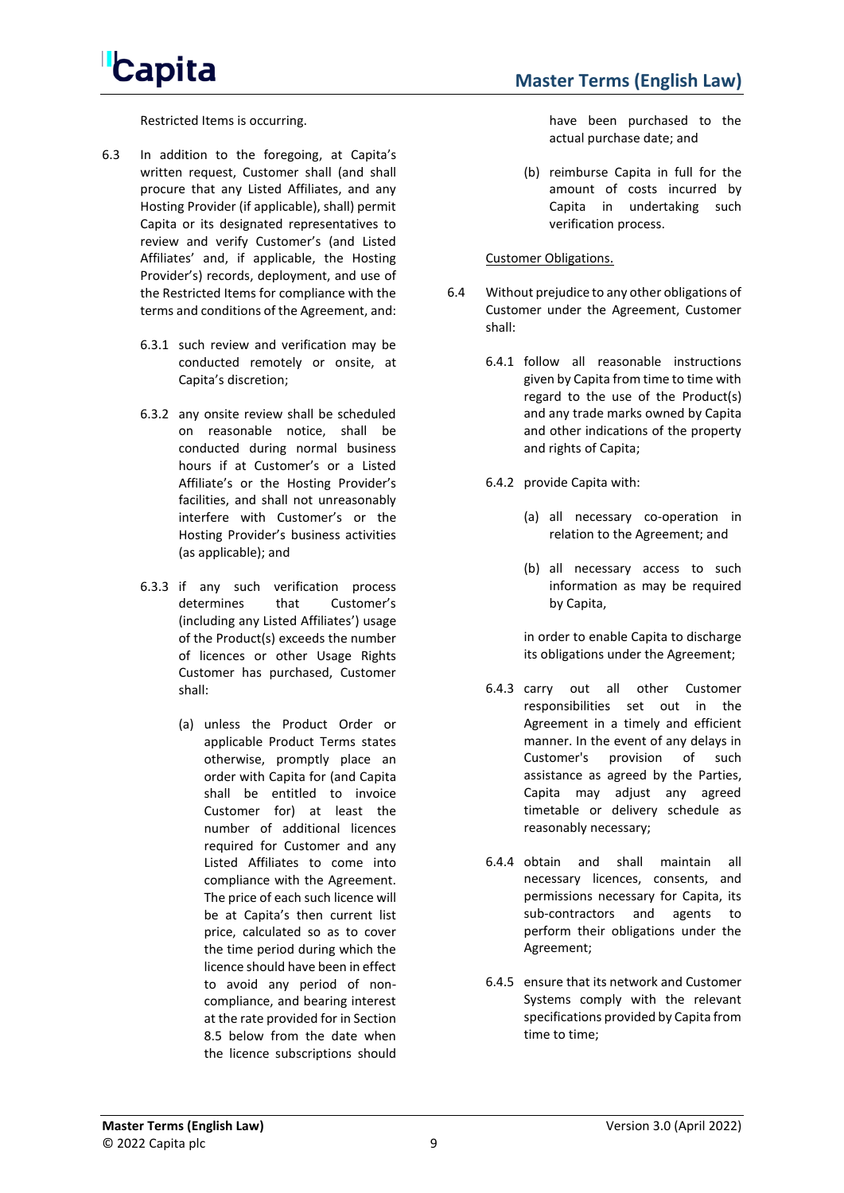Restricted Items is occurring.

6.3 In addition to the foregoing, at Capita's written request, Customer shall (and shall procure that any Listed Affiliates, and any Hosting Provider (if applicable), shall) permit Capita or its designated representatives to review and verify Customer's (and Listed Affiliates' and, if applicable, the Hosting Provider's) records, deployment, and use of the Restricted Items for compliance with the terms and conditions of the Agreement, and:

6.3.1 such review and verification may be conducted remotely or onsite, at Capita's discretion;

6.3.2 any onsite review shall be scheduled on reasonable notice, shall be conducted during normal business hours if at Customer's or a Listed Affiliate's or the Hosting Provider's facilities, and shall not unreasonably interfere with Customer's or the Hosting Provider's business activities (as applicable); and

6.3.3 if any such verification process determines that Customer's (including any Listed Affiliates') usage of the Product(s) exceeds the number of licences or other Usage Rights Customer has purchased, Customer shall:

(a) unless the Product Order or applicable Product Terms states otherwise, promptly place an order with Capita for (and Capita shall be entitled to invoice Customer for) at least the number of additional licences required for Customer and any Listed Affiliates to come into compliance with the Agreement. The price of each such licence will be at Capita's then current list price, calculated so as to cover the time period during which the licence should have been in effect to avoid any period of non-compliance, and bearing interest at the rate provided for in Section 8.5 below from the date when the licence subscriptions should have been purchased to the actual purchase date; and

(b) reimburse Capita in full for the amount of costs incurred by Capita in undertaking such verification process.

<u>Customer Obligations.</u>

6.4 Without prejudice to any other obligations of Customer under the Agreement, Customer shall:

6.4.1 follow all reasonable instructions given by Capita from time to time with regard to the use of the Product(s) and any trade marks owned by Capita and other indications of the property and rights of Capita;

6.4.2 provide Capita with:

(a) all necessary co-operation in relation to the Agreement; and

(b) all necessary access to such information as may be required by Capita,

in order to enable Capita to discharge its obligations under the Agreement;

6.4.3 carry out all other Customer responsibilities set out in the Agreement in a timely and efficient manner. In the event of any delays in Customer's provision of such assistance as agreed by the Parties, Capita may adjust any agreed timetable or delivery schedule as reasonably necessary;

6.4.4 obtain and shall maintain all necessary licences, consents, and permissions necessary for Capita, its sub-contractors and agents to perform their obligations under the Agreement;

6.4.5 ensure that its network and Customer Systems comply with the relevant specifications provided by Capita from time to time;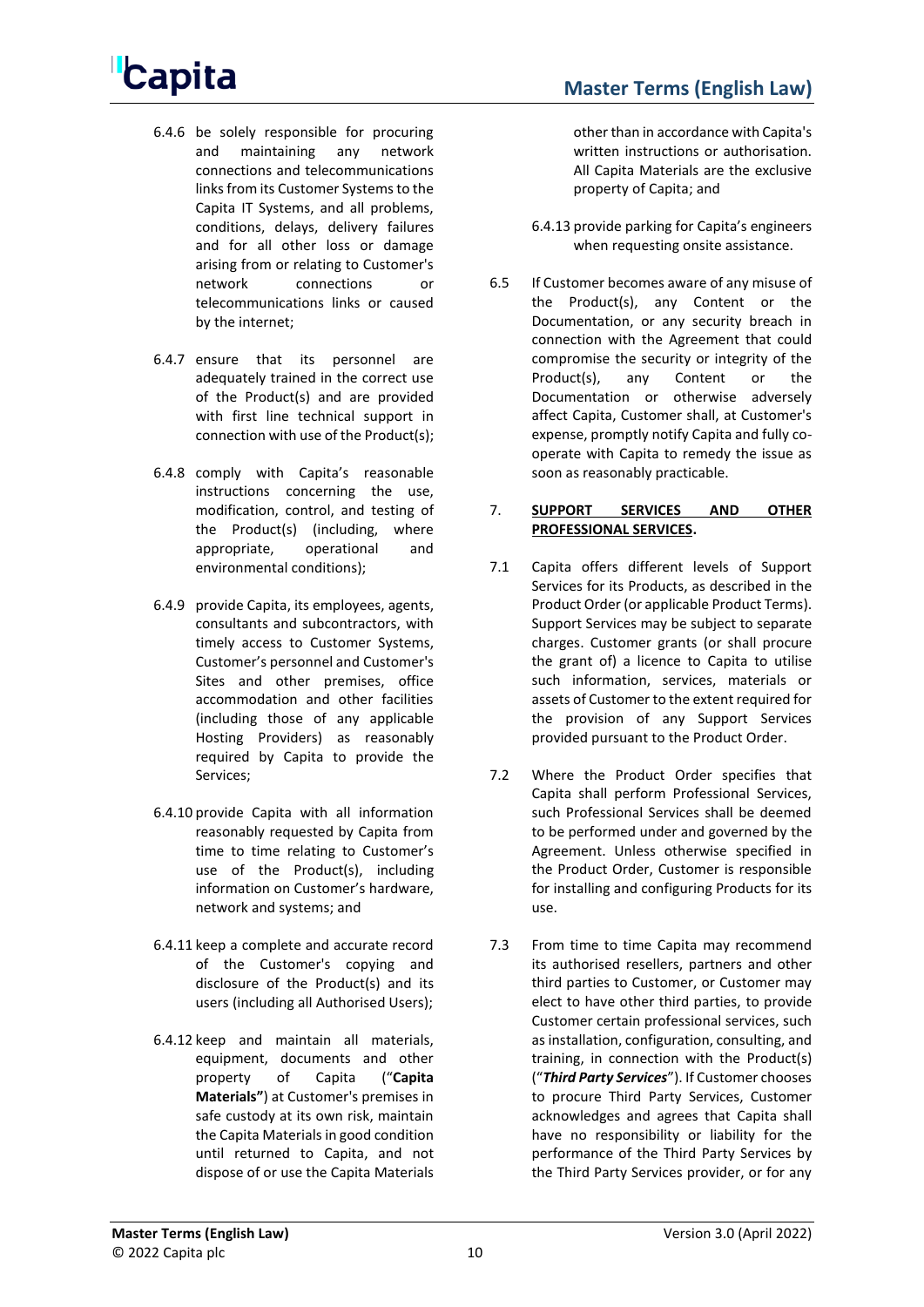6.4.6 be solely responsible for procuring and maintaining any network connections and telecommunications links from its Customer Systems to the Capita IT Systems, and all problems, conditions, delays, delivery failures and for all other loss or damage arising from or relating to Customer's network connections or telecommunications links or caused by the internet;

6.4.7 ensure that its personnel are adequately trained in the correct use of the Product(s) and are provided with first line technical support in connection with use of the Product(s);

6.4.8 comply with Capita's reasonable instructions concerning the use, modification, control, and testing of the Product(s) (including, where appropriate, operational and environmental conditions);

6.4.9 provide Capita, its employees, agents, consultants and subcontractors, with timely access to Customer Systems, Customer's personnel and Customer's Sites and other premises, office accommodation and other facilities (including those of any applicable Hosting Providers) as reasonably required by Capita to provide the Services;

6.4.10 provide Capita with all information reasonably requested by Capita from time to time relating to Customer's use of the Product(s), including information on Customer's hardware, network and systems; and

6.4.11 keep a complete and accurate record of the Customer's copying and disclosure of the Product(s) and its users (including all Authorised Users);

6.4.12 keep and maintain all materials, equipment, documents and other property of Capita ("**Capita Materials"**) at Customer's premises in safe custody at its own risk, maintain the Capita Materials in good condition until returned to Capita, and not dispose of or use the Capita Materials other than in accordance with Capita's written instructions or authorisation. All Capita Materials are the exclusive property of Capita; and

6.4.13 provide parking for Capita's engineers when requesting onsite assistance.

6.5 If Customer becomes aware of any misuse of the Product(s), any Content or the Documentation, or any security breach in connection with the Agreement that could compromise the security or integrity of the Product(s), any Content or the Documentation or otherwise adversely affect Capita, Customer shall, at Customer's expense, promptly notify Capita and fully co-operate with Capita to remedy the issue as soon as reasonably practicable.

## 7. SUPPORT SERVICES AND OTHER PROFESSIONAL SERVICES.

7.1 Capita offers different levels of Support Services for its Products, as described in the Product Order (or applicable Product Terms). Support Services may be subject to separate charges. Customer grants (or shall procure the grant of) a licence to Capita to utilise such information, services, materials or assets of Customer to the extent required for the provision of any Support Services provided pursuant to the Product Order.

7.2 Where the Product Order specifies that Capita shall perform Professional Services, such Professional Services shall be deemed to be performed under and governed by the Agreement. Unless otherwise specified in the Product Order, Customer is responsible for installing and configuring Products for its use.

7.3 From time to time Capita may recommend its authorised resellers, partners and other third parties to Customer, or Customer may elect to have other third parties, to provide Customer certain professional services, such as installation, configuration, consulting, and training, in connection with the Product(s) ("***Third Party Services***"). If Customer chooses to procure Third Party Services, Customer acknowledges and agrees that Capita shall have no responsibility or liability for the performance of the Third Party Services by the Third Party Services provider, or for any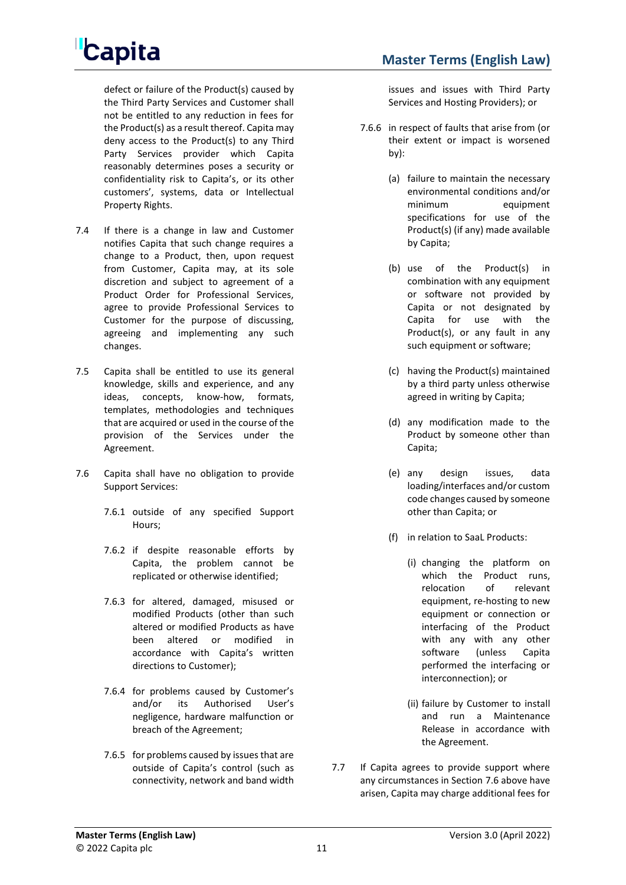defect or failure of the Product(s) caused by the Third Party Services and Customer shall not be entitled to any reduction in fees for the Product(s) as a result thereof. Capita may deny access to the Product(s) to any Third Party Services provider which Capita reasonably determines poses a security or confidentiality risk to Capita's, or its other customers', systems, data or Intellectual Property Rights.

7.4 If there is a change in law and Customer notifies Capita that such change requires a change to a Product, then, upon request from Customer, Capita may, at its sole discretion and subject to agreement of a Product Order for Professional Services, agree to provide Professional Services to Customer for the purpose of discussing, agreeing and implementing any such changes.

7.5 Capita shall be entitled to use its general knowledge, skills and experience, and any ideas, concepts, know-how, formats, templates, methodologies and techniques that are acquired or used in the course of the provision of the Services under the Agreement.

7.6 Capita shall have no obligation to provide Support Services:

7.6.1 outside of any specified Support Hours;

7.6.2 if despite reasonable efforts by Capita, the problem cannot be replicated or otherwise identified;

7.6.3 for altered, damaged, misused or modified Products (other than such altered or modified Products as have been altered or modified in accordance with Capita's written directions to Customer);

7.6.4 for problems caused by Customer's and/or its Authorised User's negligence, hardware malfunction or breach of the Agreement;

7.6.5 for problems caused by issues that are outside of Capita's control (such as connectivity, network and band width issues and issues with Third Party Services and Hosting Providers); or

7.6.6 in respect of faults that arise from (or their extent or impact is worsened by):

(a) failure to maintain the necessary environmental conditions and/or minimum equipment specifications for use of the Product(s) (if any) made available by Capita;

(b) use of the Product(s) in combination with any equipment or software not provided by Capita or not designated by Capita for use with the Product(s), or any fault in any such equipment or software;

(c) having the Product(s) maintained by a third party unless otherwise agreed in writing by Capita;

(d) any modification made to the Product by someone other than Capita;

(e) any design issues, data loading/interfaces and/or custom code changes caused by someone other than Capita; or

(f) in relation to SaaL Products:

(i) changing the platform on which the Product runs, relocation of relevant equipment, re-hosting to new equipment or connection or interfacing of the Product with any with any other software (unless Capita performed the interfacing or interconnection); or

(ii) failure by Customer to install and run a Maintenance Release in accordance with the Agreement.

7.7 If Capita agrees to provide support where any circumstances in Section 7.6 above have arisen, Capita may charge additional fees for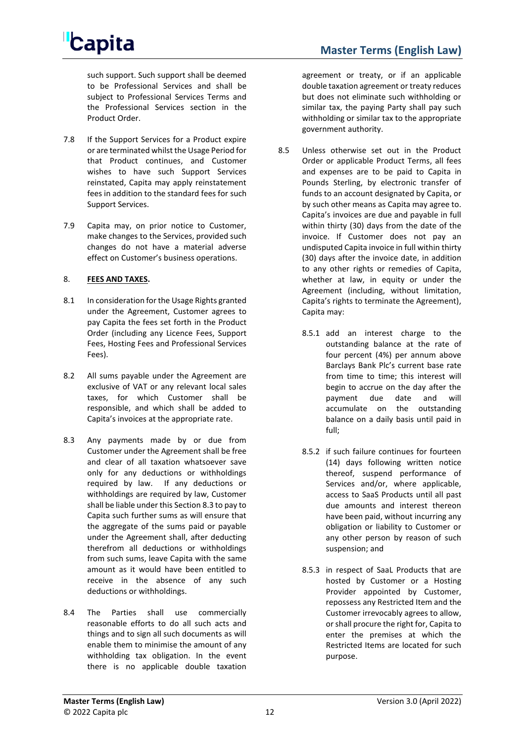such support. Such support shall be deemed to be Professional Services and shall be subject to Professional Services Terms and the Professional Services section in the Product Order.

7.8 If the Support Services for a Product expire or are terminated whilst the Usage Period for that Product continues, and Customer wishes to have such Support Services reinstated, Capita may apply reinstatement fees in addition to the standard fees for such Support Services.

7.9 Capita may, on prior notice to Customer, make changes to the Services, provided such changes do not have a material adverse effect on Customer's business operations.

8. **FEES AND TAXES.**

8.1 In consideration for the Usage Rights granted under the Agreement, Customer agrees to pay Capita the fees set forth in the Product Order (including any Licence Fees, Support Fees, Hosting Fees and Professional Services Fees).

8.2 All sums payable under the Agreement are exclusive of VAT or any relevant local sales taxes, for which Customer shall be responsible, and which shall be added to Capita's invoices at the appropriate rate.

8.3 Any payments made by or due from Customer under the Agreement shall be free and clear of all taxation whatsoever save only for any deductions or withholdings required by law. If any deductions or withholdings are required by law, Customer shall be liable under this Section 8.3 to pay to Capita such further sums as will ensure that the aggregate of the sums paid or payable under the Agreement shall, after deducting therefrom all deductions or withholdings from such sums, leave Capita with the same amount as it would have been entitled to receive in the absence of any such deductions or withholdings.

8.4 The Parties shall use commercially reasonable efforts to do all such acts and things and to sign all such documents as will enable them to minimise the amount of any withholding tax obligation. In the event there is no applicable double taxation agreement or treaty, or if an applicable double taxation agreement or treaty reduces but does not eliminate such withholding or similar tax, the paying Party shall pay such withholding or similar tax to the appropriate government authority.

8.5 Unless otherwise set out in the Product Order or applicable Product Terms, all fees and expenses are to be paid to Capita in Pounds Sterling, by electronic transfer of funds to an account designated by Capita, or by such other means as Capita may agree to. Capita's invoices are due and payable in full within thirty (30) days from the date of the invoice. If Customer does not pay an undisputed Capita invoice in full within thirty (30) days after the invoice date, in addition to any other rights or remedies of Capita, whether at law, in equity or under the Agreement (including, without limitation, Capita's rights to terminate the Agreement), Capita may:

8.5.1 add an interest charge to the outstanding balance at the rate of four percent (4%) per annum above Barclays Bank Plc's current base rate from time to time; this interest will begin to accrue on the day after the payment due date and will accumulate on the outstanding balance on a daily basis until paid in full;

8.5.2 if such failure continues for fourteen (14) days following written notice thereof, suspend performance of Services and/or, where applicable, access to SaaS Products until all past due amounts and interest thereon have been paid, without incurring any obligation or liability to Customer or any other person by reason of such suspension; and

8.5.3 in respect of SaaL Products that are hosted by Customer or a Hosting Provider appointed by Customer, repossess any Restricted Item and the Customer irrevocably agrees to allow, or shall procure the right for, Capita to enter the premises at which the Restricted Items are located for such purpose.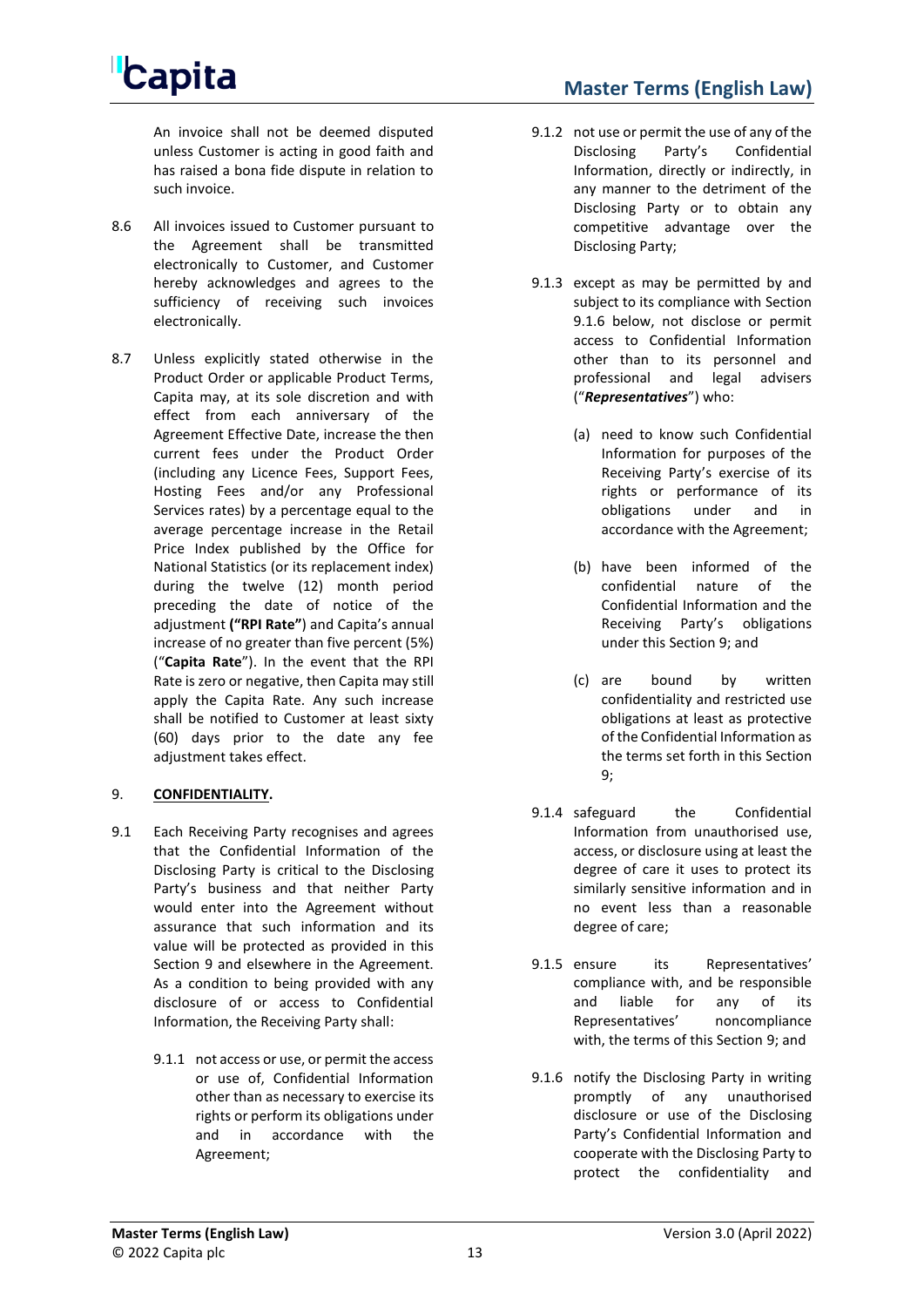An invoice shall not be deemed disputed unless Customer is acting in good faith and has raised a bona fide dispute in relation to such invoice.

8.6 All invoices issued to Customer pursuant to the Agreement shall be transmitted electronically to Customer, and Customer hereby acknowledges and agrees to the sufficiency of receiving such invoices electronically.

8.7 Unless explicitly stated otherwise in the Product Order or applicable Product Terms, Capita may, at its sole discretion and with effect from each anniversary of the Agreement Effective Date, increase the then current fees under the Product Order (including any Licence Fees, Support Fees, Hosting Fees and/or any Professional Services rates) by a percentage equal to the average percentage increase in the Retail Price Index published by the Office for National Statistics (or its replacement index) during the twelve (12) month period preceding the date of notice of the adjustment **("RPI Rate")** and Capita's annual increase of no greater than five percent (5%) ("**Capita Rate**"). In the event that the RPI Rate is zero or negative, then Capita may still apply the Capita Rate. Any such increase shall be notified to Customer at least sixty (60) days prior to the date any fee adjustment takes effect.

## 9. CONFIDENTIALITY.

9.1 Each Receiving Party recognises and agrees that the Confidential Information of the Disclosing Party is critical to the Disclosing Party's business and that neither Party would enter into the Agreement without assurance that such information and its value will be protected as provided in this Section 9 and elsewhere in the Agreement. As a condition to being provided with any disclosure of or access to Confidential Information, the Receiving Party shall:

9.1.1 not access or use, or permit the access or use of, Confidential Information other than as necessary to exercise its rights or perform its obligations under and in accordance with the Agreement;

9.1.2 not use or permit the use of any of the Disclosing Party's Confidential Information, directly or indirectly, in any manner to the detriment of the Disclosing Party or to obtain any competitive advantage over the Disclosing Party;

9.1.3 except as may be permitted by and subject to its compliance with Section 9.1.6 below, not disclose or permit access to Confidential Information other than to its personnel and professional and legal advisers ("***Representatives***") who:

(a) need to know such Confidential Information for purposes of the Receiving Party's exercise of its rights or performance of its obligations under and in accordance with the Agreement;

(b) have been informed of the confidential nature of the Confidential Information and the Receiving Party's obligations under this Section 9; and

(c) are bound by written confidentiality and restricted use obligations at least as protective of the Confidential Information as the terms set forth in this Section 9;

9.1.4 safeguard the Confidential Information from unauthorised use, access, or disclosure using at least the degree of care it uses to protect its similarly sensitive information and in no event less than a reasonable degree of care;

9.1.5 ensure its Representatives' compliance with, and be responsible and liable for any of its Representatives' noncompliance with, the terms of this Section 9; and

9.1.6 notify the Disclosing Party in writing promptly of any unauthorised disclosure or use of the Disclosing Party's Confidential Information and cooperate with the Disclosing Party to protect the confidentiality and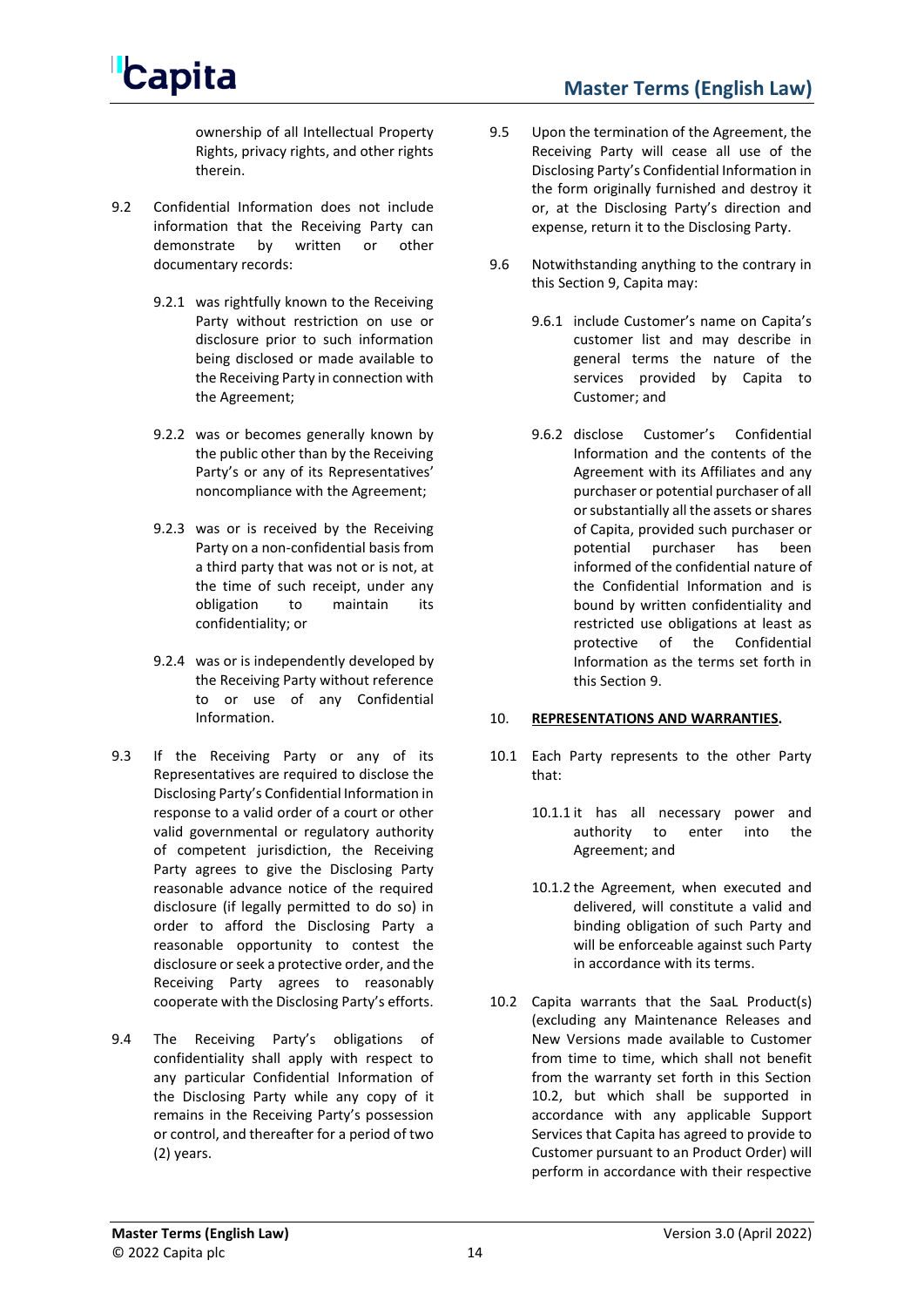ownership of all Intellectual Property Rights, privacy rights, and other rights therein.

9.2 Confidential Information does not include information that the Receiving Party can demonstrate by written or other documentary records:

9.2.1 was rightfully known to the Receiving Party without restriction on use or disclosure prior to such information being disclosed or made available to the Receiving Party in connection with the Agreement;

9.2.2 was or becomes generally known by the public other than by the Receiving Party's or any of its Representatives' noncompliance with the Agreement;

9.2.3 was or is received by the Receiving Party on a non-confidential basis from a third party that was not or is not, at the time of such receipt, under any obligation to maintain its confidentiality; or

9.2.4 was or is independently developed by the Receiving Party without reference to or use of any Confidential Information.

9.3 If the Receiving Party or any of its Representatives are required to disclose the Disclosing Party's Confidential Information in response to a valid order of a court or other valid governmental or regulatory authority of competent jurisdiction, the Receiving Party agrees to give the Disclosing Party reasonable advance notice of the required disclosure (if legally permitted to do so) in order to afford the Disclosing Party a reasonable opportunity to contest the disclosure or seek a protective order, and the Receiving Party agrees to reasonably cooperate with the Disclosing Party's efforts.

9.4 The Receiving Party's obligations of confidentiality shall apply with respect to any particular Confidential Information of the Disclosing Party while any copy of it remains in the Receiving Party's possession or control, and thereafter for a period of two (2) years.

9.5 Upon the termination of the Agreement, the Receiving Party will cease all use of the Disclosing Party's Confidential Information in the form originally furnished and destroy it or, at the Disclosing Party's direction and expense, return it to the Disclosing Party.

9.6 Notwithstanding anything to the contrary in this Section 9, Capita may:

9.6.1 include Customer's name on Capita's customer list and may describe in general terms the nature of the services provided by Capita to Customer; and

9.6.2 disclose Customer's Confidential Information and the contents of the Agreement with its Affiliates and any purchaser or potential purchaser of all or substantially all the assets or shares of Capita, provided such purchaser or potential purchaser has been informed of the confidential nature of the Confidential Information and is bound by written confidentiality and restricted use obligations at least as protective of the Confidential Information as the terms set forth in this Section 9.

## 10. **REPRESENTATIONS AND WARRANTIES.**

10.1 Each Party represents to the other Party that:

10.1.1 it has all necessary power and authority to enter into the Agreement; and

10.1.2 the Agreement, when executed and delivered, will constitute a valid and binding obligation of such Party and will be enforceable against such Party in accordance with its terms.

10.2 Capita warrants that the SaaL Product(s) (excluding any Maintenance Releases and New Versions made available to Customer from time to time, which shall not benefit from the warranty set forth in this Section 10.2, but which shall be supported in accordance with any applicable Support Services that Capita has agreed to provide to Customer pursuant to an Product Order) will perform in accordance with their respective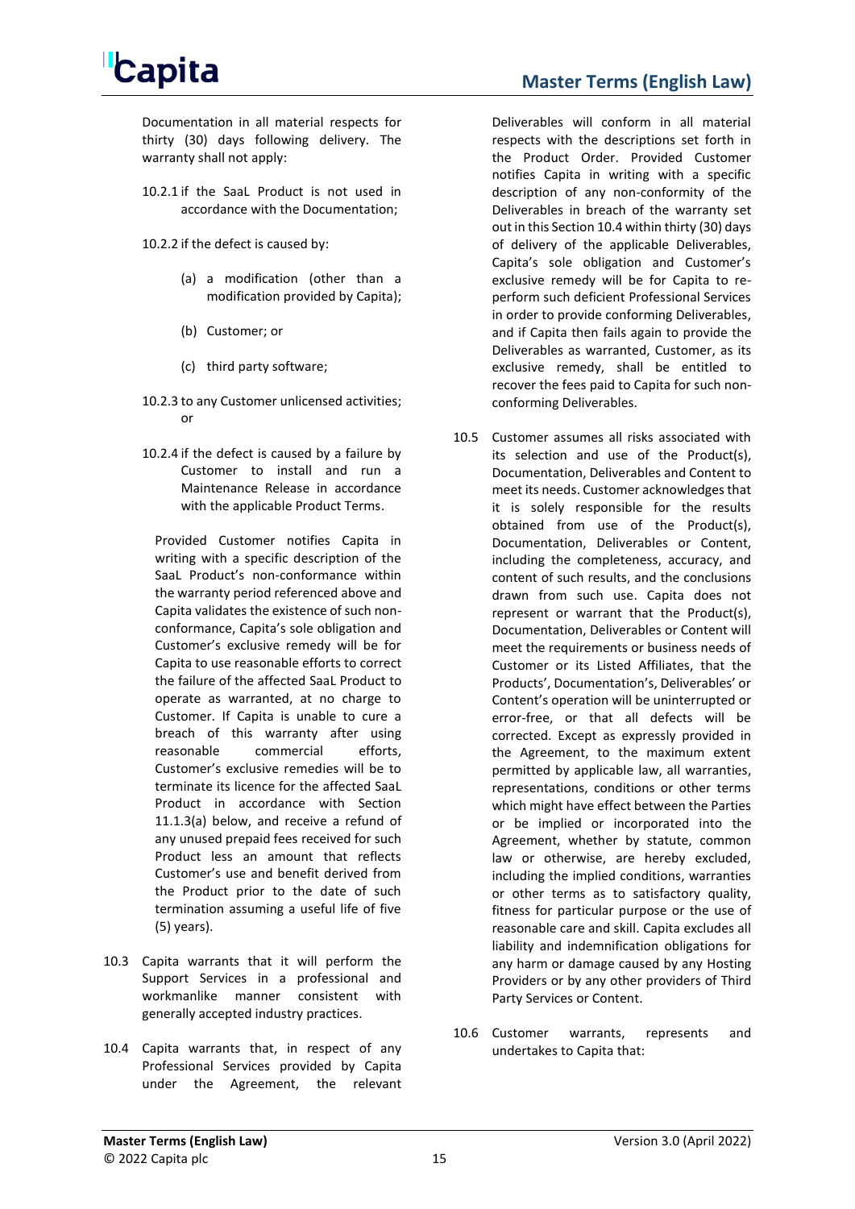Documentation in all material respects for thirty (30) days following delivery. The warranty shall not apply:

10.2.1 if the SaaL Product is not used in accordance with the Documentation;

10.2.2 if the defect is caused by:

(a) a modification (other than a modification provided by Capita);

(b) Customer; or

(c) third party software;

10.2.3 to any Customer unlicensed activities; or

10.2.4 if the defect is caused by a failure by Customer to install and run a Maintenance Release in accordance with the applicable Product Terms.

Provided Customer notifies Capita in writing with a specific description of the SaaL Product's non-conformance within the warranty period referenced above and Capita validates the existence of such non-conformance, Capita's sole obligation and Customer's exclusive remedy will be for Capita to use reasonable efforts to correct the failure of the affected SaaL Product to operate as warranted, at no charge to Customer. If Capita is unable to cure a breach of this warranty after using reasonable commercial efforts, Customer's exclusive remedies will be to terminate its licence for the affected SaaL Product in accordance with Section 11.1.3(a) below, and receive a refund of any unused prepaid fees received for such Product less an amount that reflects Customer's use and benefit derived from the Product prior to the date of such termination assuming a useful life of five (5) years).

10.3 Capita warrants that it will perform the Support Services in a professional and workmanlike manner consistent with generally accepted industry practices.

10.4 Capita warrants that, in respect of any Professional Services provided by Capita under the Agreement, the relevant Deliverables will conform in all material respects with the descriptions set forth in the Product Order. Provided Customer notifies Capita in writing with a specific description of any non-conformity of the Deliverables in breach of the warranty set out in this Section 10.4 within thirty (30) days of delivery of the applicable Deliverables, Capita's sole obligation and Customer's exclusive remedy will be for Capita to re-perform such deficient Professional Services in order to provide conforming Deliverables, and if Capita then fails again to provide the Deliverables as warranted, Customer, as its exclusive remedy, shall be entitled to recover the fees paid to Capita for such non-conforming Deliverables.

10.5 Customer assumes all risks associated with its selection and use of the Product(s), Documentation, Deliverables and Content to meet its needs. Customer acknowledges that it is solely responsible for the results obtained from use of the Product(s), Documentation, Deliverables or Content, including the completeness, accuracy, and content of such results, and the conclusions drawn from such use. Capita does not represent or warrant that the Product(s), Documentation, Deliverables or Content will meet the requirements or business needs of Customer or its Listed Affiliates, that the Products', Documentation's, Deliverables' or Content's operation will be uninterrupted or error-free, or that all defects will be corrected. Except as expressly provided in the Agreement, to the maximum extent permitted by applicable law, all warranties, representations, conditions or other terms which might have effect between the Parties or be implied or incorporated into the Agreement, whether by statute, common law or otherwise, are hereby excluded, including the implied conditions, warranties or other terms as to satisfactory quality, fitness for particular purpose or the use of reasonable care and skill. Capita excludes all liability and indemnification obligations for any harm or damage caused by any Hosting Providers or by any other providers of Third Party Services or Content.

10.6 Customer warrants, represents and undertakes to Capita that: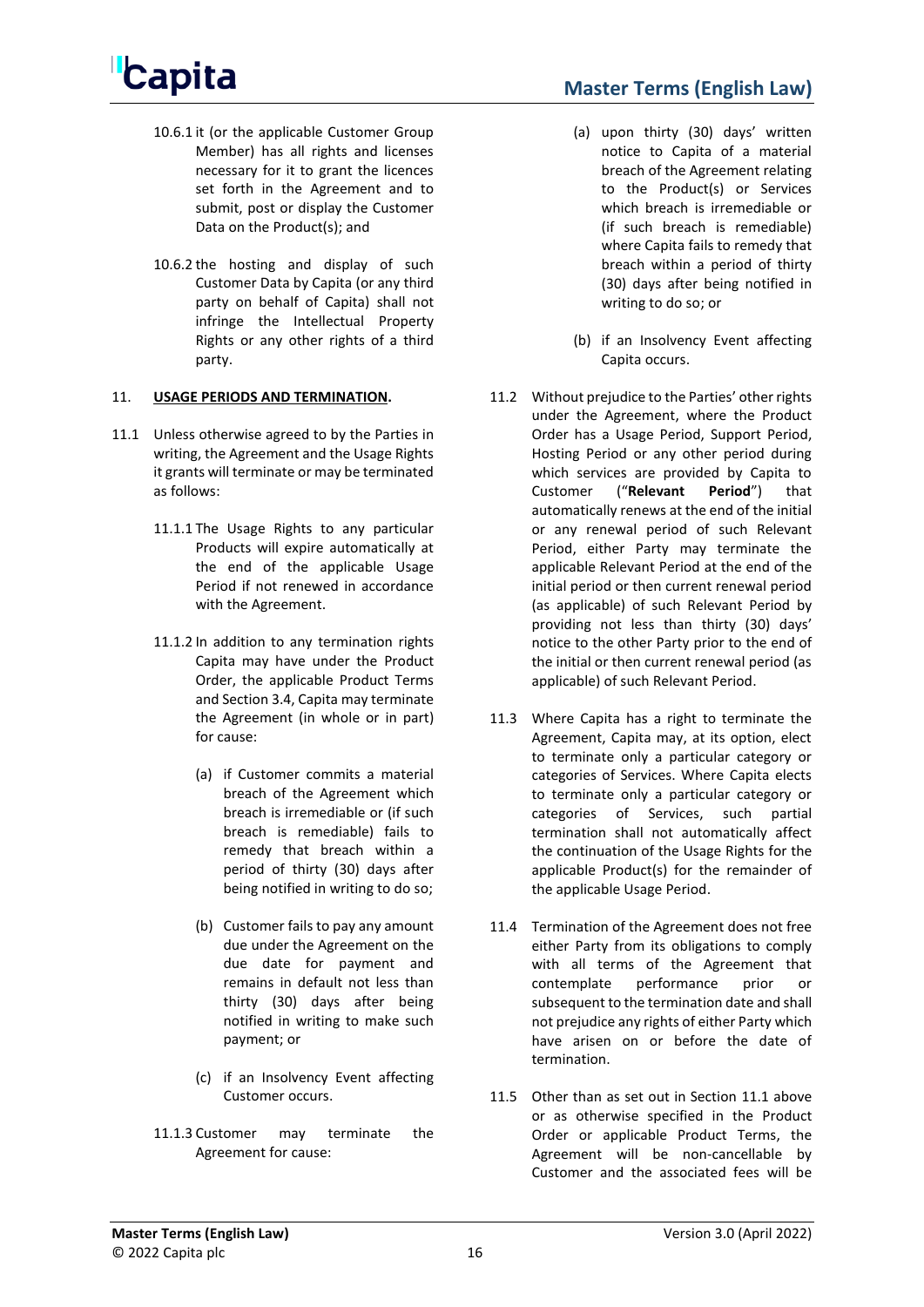10.6.1 it (or the applicable Customer Group Member) has all rights and licenses necessary for it to grant the licences set forth in the Agreement and to submit, post or display the Customer Data on the Product(s); and

10.6.2 the hosting and display of such Customer Data by Capita (or any third party on behalf of Capita) shall not infringe the Intellectual Property Rights or any other rights of a third party.

## 11. **USAGE PERIODS AND TERMINATION.**

11.1 Unless otherwise agreed to by the Parties in writing, the Agreement and the Usage Rights it grants will terminate or may be terminated as follows:

11.1.1 The Usage Rights to any particular Products will expire automatically at the end of the applicable Usage Period if not renewed in accordance with the Agreement.

11.1.2 In addition to any termination rights Capita may have under the Product Order, the applicable Product Terms and Section 3.4, Capita may terminate the Agreement (in whole or in part) for cause:

(a) if Customer commits a material breach of the Agreement which breach is irremediable or (if such breach is remediable) fails to remedy that breach within a period of thirty (30) days after being notified in writing to do so;

(b) Customer fails to pay any amount due under the Agreement on the due date for payment and remains in default not less than thirty (30) days after being notified in writing to make such payment; or

(c) if an Insolvency Event affecting Customer occurs.

11.1.3 Customer may terminate the Agreement for cause:

(a) upon thirty (30) days' written notice to Capita of a material breach of the Agreement relating to the Product(s) or Services which breach is irremediable or (if such breach is remediable) where Capita fails to remedy that breach within a period of thirty (30) days after being notified in writing to do so; or

(b) if an Insolvency Event affecting Capita occurs.

11.2 Without prejudice to the Parties' other rights under the Agreement, where the Product Order has a Usage Period, Support Period, Hosting Period or any other period during which services are provided by Capita to Customer ("**Relevant Period**") that automatically renews at the end of the initial or any renewal period of such Relevant Period, either Party may terminate the applicable Relevant Period at the end of the initial period or then current renewal period (as applicable) of such Relevant Period by providing not less than thirty (30) days' notice to the other Party prior to the end of the initial or then current renewal period (as applicable) of such Relevant Period.

11.3 Where Capita has a right to terminate the Agreement, Capita may, at its option, elect to terminate only a particular category or categories of Services. Where Capita elects to terminate only a particular category or categories of Services, such partial termination shall not automatically affect the continuation of the Usage Rights for the applicable Product(s) for the remainder of the applicable Usage Period.

11.4 Termination of the Agreement does not free either Party from its obligations to comply with all terms of the Agreement that contemplate performance prior or subsequent to the termination date and shall not prejudice any rights of either Party which have arisen on or before the date of termination.

11.5 Other than as set out in Section 11.1 above or as otherwise specified in the Product Order or applicable Product Terms, the Agreement will be non-cancellable by Customer and the associated fees will be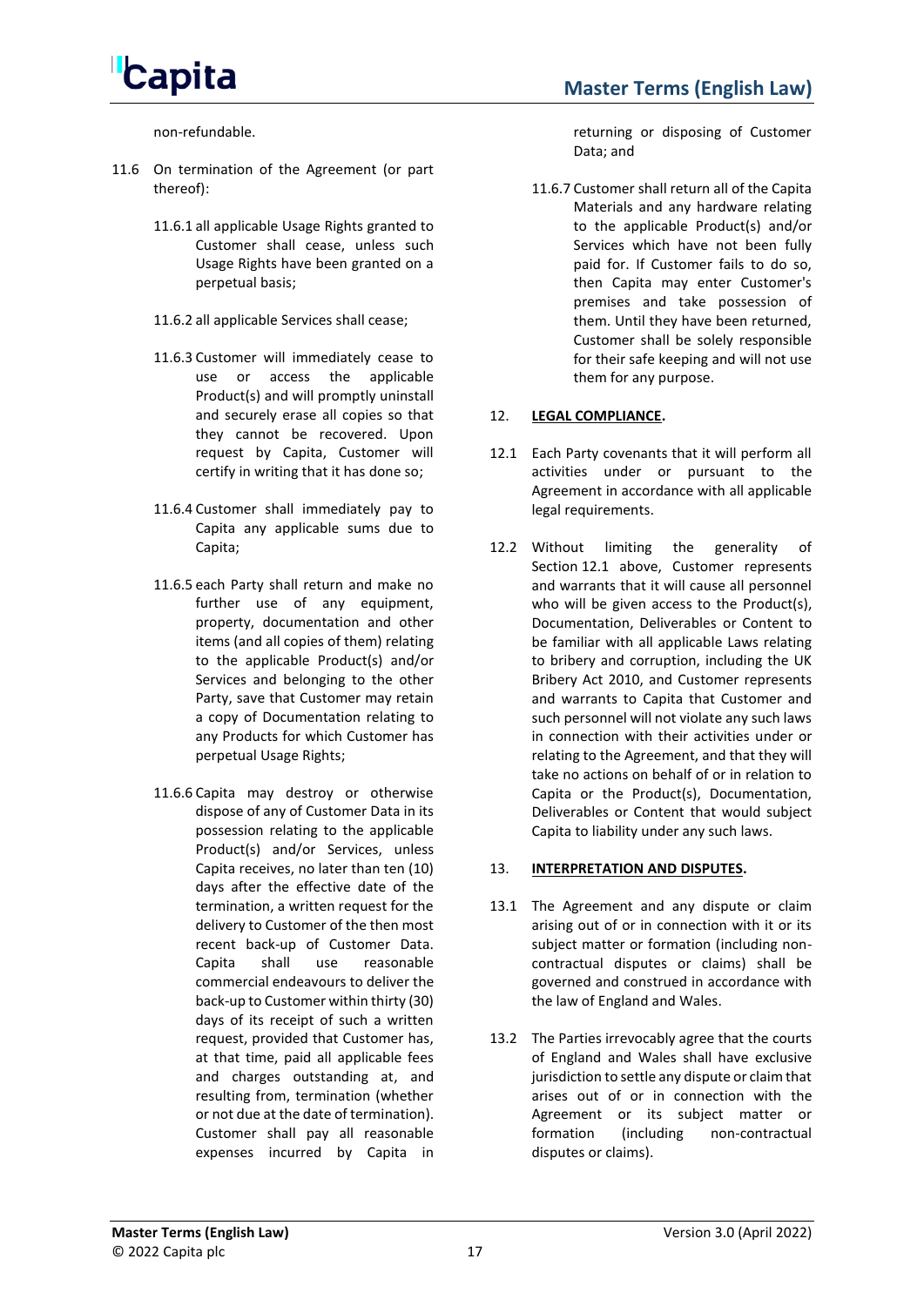non-refundable.

11.6 On termination of the Agreement (or part thereof):

11.6.1 all applicable Usage Rights granted to Customer shall cease, unless such Usage Rights have been granted on a perpetual basis;

11.6.2 all applicable Services shall cease;

11.6.3 Customer will immediately cease to use or access the applicable Product(s) and will promptly uninstall and securely erase all copies so that they cannot be recovered. Upon request by Capita, Customer will certify in writing that it has done so;

11.6.4 Customer shall immediately pay to Capita any applicable sums due to Capita;

11.6.5 each Party shall return and make no further use of any equipment, property, documentation and other items (and all copies of them) relating to the applicable Product(s) and/or Services and belonging to the other Party, save that Customer may retain a copy of Documentation relating to any Products for which Customer has perpetual Usage Rights;

11.6.6 Capita may destroy or otherwise dispose of any of Customer Data in its possession relating to the applicable Product(s) and/or Services, unless Capita receives, no later than ten (10) days after the effective date of the termination, a written request for the delivery to Customer of the then most recent back-up of Customer Data. Capita shall use reasonable commercial endeavours to deliver the back-up to Customer within thirty (30) days of its receipt of such a written request, provided that Customer has, at that time, paid all applicable fees and charges outstanding at, and resulting from, termination (whether or not due at the date of termination). Customer shall pay all reasonable expenses incurred by Capita in returning or disposing of Customer Data; and

11.6.7 Customer shall return all of the Capita Materials and any hardware relating to the applicable Product(s) and/or Services which have not been fully paid for. If Customer fails to do so, then Capita may enter Customer's premises and take possession of them. Until they have been returned, Customer shall be solely responsible for their safe keeping and will not use them for any purpose.

## 12. **LEGAL COMPLIANCE.**

12.1 Each Party covenants that it will perform all activities under or pursuant to the Agreement in accordance with all applicable legal requirements.

12.2 Without limiting the generality of Section 12.1 above, Customer represents and warrants that it will cause all personnel who will be given access to the Product(s), Documentation, Deliverables or Content to be familiar with all applicable Laws relating to bribery and corruption, including the UK Bribery Act 2010, and Customer represents and warrants to Capita that Customer and such personnel will not violate any such laws in connection with their activities under or relating to the Agreement, and that they will take no actions on behalf of or in relation to Capita or the Product(s), Documentation, Deliverables or Content that would subject Capita to liability under any such laws.

## 13. **INTERPRETATION AND DISPUTES.**

13.1 The Agreement and any dispute or claim arising out of or in connection with it or its subject matter or formation (including non-contractual disputes or claims) shall be governed and construed in accordance with the law of England and Wales.

13.2 The Parties irrevocably agree that the courts of England and Wales shall have exclusive jurisdiction to settle any dispute or claim that arises out of or in connection with the Agreement or its subject matter or formation (including non-contractual disputes or claims).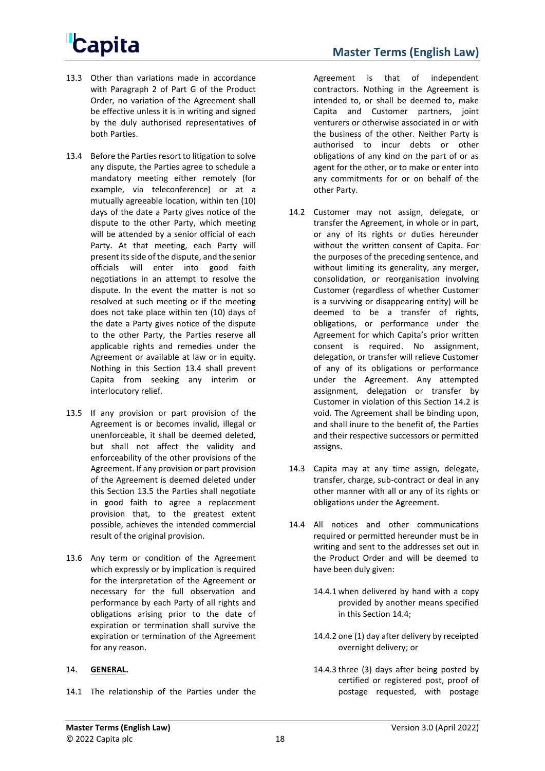13.3 Other than variations made in accordance with Paragraph 2 of Part G of the Product Order, no variation of the Agreement shall be effective unless it is in writing and signed by the duly authorised representatives of both Parties.

13.4 Before the Parties resort to litigation to solve any dispute, the Parties agree to schedule a mandatory meeting either remotely (for example, via teleconference) or at a mutually agreeable location, within ten (10) days of the date a Party gives notice of the dispute to the other Party, which meeting will be attended by a senior official of each Party. At that meeting, each Party will present its side of the dispute, and the senior officials will enter into good faith negotiations in an attempt to resolve the dispute. In the event the matter is not so resolved at such meeting or if the meeting does not take place within ten (10) days of the date a Party gives notice of the dispute to the other Party, the Parties reserve all applicable rights and remedies under the Agreement or available at law or in equity. Nothing in this Section 13.4 shall prevent Capita from seeking any interim or interlocutory relief.

13.5 If any provision or part provision of the Agreement is or becomes invalid, illegal or unenforceable, it shall be deemed deleted, but shall not affect the validity and enforceability of the other provisions of the Agreement. If any provision or part provision of the Agreement is deemed deleted under this Section 13.5 the Parties shall negotiate in good faith to agree a replacement provision that, to the greatest extent possible, achieves the intended commercial result of the original provision.

13.6 Any term or condition of the Agreement which expressly or by implication is required for the interpretation of the Agreement or necessary for the full observation and performance by each Party of all rights and obligations arising prior to the date of expiration or termination shall survive the expiration or termination of the Agreement for any reason.

## 14. **GENERAL.**

14.1 The relationship of the Parties under the Agreement is that of independent contractors. Nothing in the Agreement is intended to, or shall be deemed to, make Capita and Customer partners, joint venturers or otherwise associated in or with the business of the other. Neither Party is authorised to incur debts or other obligations of any kind on the part of or as agent for the other, or to make or enter into any commitments for or on behalf of the other Party.

14.2 Customer may not assign, delegate, or transfer the Agreement, in whole or in part, or any of its rights or duties hereunder without the written consent of Capita. For the purposes of the preceding sentence, and without limiting its generality, any merger, consolidation, or reorganisation involving Customer (regardless of whether Customer is a surviving or disappearing entity) will be deemed to be a transfer of rights, obligations, or performance under the Agreement for which Capita's prior written consent is required. No assignment, delegation, or transfer will relieve Customer of any of its obligations or performance under the Agreement. Any attempted assignment, delegation or transfer by Customer in violation of this Section 14.2 is void. The Agreement shall be binding upon, and shall inure to the benefit of, the Parties and their respective successors or permitted assigns.

14.3 Capita may at any time assign, delegate, transfer, charge, sub-contract or deal in any other manner with all or any of its rights or obligations under the Agreement.

14.4 All notices and other communications required or permitted hereunder must be in writing and sent to the addresses set out in the Product Order and will be deemed to have been duly given:

14.4.1 when delivered by hand with a copy provided by another means specified in this Section 14.4;

14.4.2 one (1) day after delivery by receipted overnight delivery; or

14.4.3 three (3) days after being posted by certified or registered post, proof of postage requested, with postage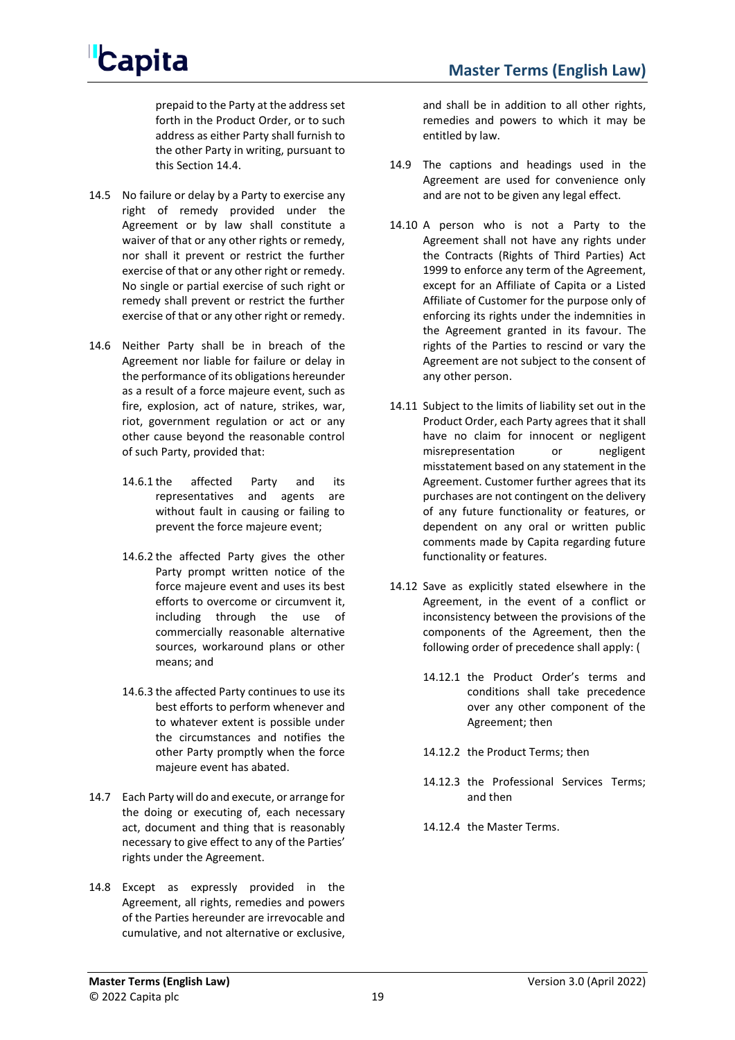prepaid to the Party at the address set forth in the Product Order, or to such address as either Party shall furnish to the other Party in writing, pursuant to this Section 14.4.

14.5 No failure or delay by a Party to exercise any right of remedy provided under the Agreement or by law shall constitute a waiver of that or any other rights or remedy, nor shall it prevent or restrict the further exercise of that or any other right or remedy. No single or partial exercise of such right or remedy shall prevent or restrict the further exercise of that or any other right or remedy.

14.6 Neither Party shall be in breach of the Agreement nor liable for failure or delay in the performance of its obligations hereunder as a result of a force majeure event, such as fire, explosion, act of nature, strikes, war, riot, government regulation or act or any other cause beyond the reasonable control of such Party, provided that:

14.6.1 the affected Party and its representatives and agents are without fault in causing or failing to prevent the force majeure event;

14.6.2 the affected Party gives the other Party prompt written notice of the force majeure event and uses its best efforts to overcome or circumvent it, including through the use of commercially reasonable alternative sources, workaround plans or other means; and

14.6.3 the affected Party continues to use its best efforts to perform whenever and to whatever extent is possible under the circumstances and notifies the other Party promptly when the force majeure event has abated.

14.7 Each Party will do and execute, or arrange for the doing or executing of, each necessary act, document and thing that is reasonably necessary to give effect to any of the Parties' rights under the Agreement.

14.8 Except as expressly provided in the Agreement, all rights, remedies and powers of the Parties hereunder are irrevocable and cumulative, and not alternative or exclusive, and shall be in addition to all other rights, remedies and powers to which it may be entitled by law.

14.9 The captions and headings used in the Agreement are used for convenience only and are not to be given any legal effect.

14.10 A person who is not a Party to the Agreement shall not have any rights under the Contracts (Rights of Third Parties) Act 1999 to enforce any term of the Agreement, except for an Affiliate of Capita or a Listed Affiliate of Customer for the purpose only of enforcing its rights under the indemnities in the Agreement granted in its favour. The rights of the Parties to rescind or vary the Agreement are not subject to the consent of any other person.

14.11 Subject to the limits of liability set out in the Product Order, each Party agrees that it shall have no claim for innocent or negligent misrepresentation or negligent misstatement based on any statement in the Agreement. Customer further agrees that its purchases are not contingent on the delivery of any future functionality or features, or dependent on any oral or written public comments made by Capita regarding future functionality or features.

14.12 Save as explicitly stated elsewhere in the Agreement, in the event of a conflict or inconsistency between the provisions of the components of the Agreement, then the following order of precedence shall apply: (

14.12.1 the Product Order's terms and conditions shall take precedence over any other component of the Agreement; then

14.12.2 the Product Terms; then

14.12.3 the Professional Services Terms; and then

14.12.4 the Master Terms.